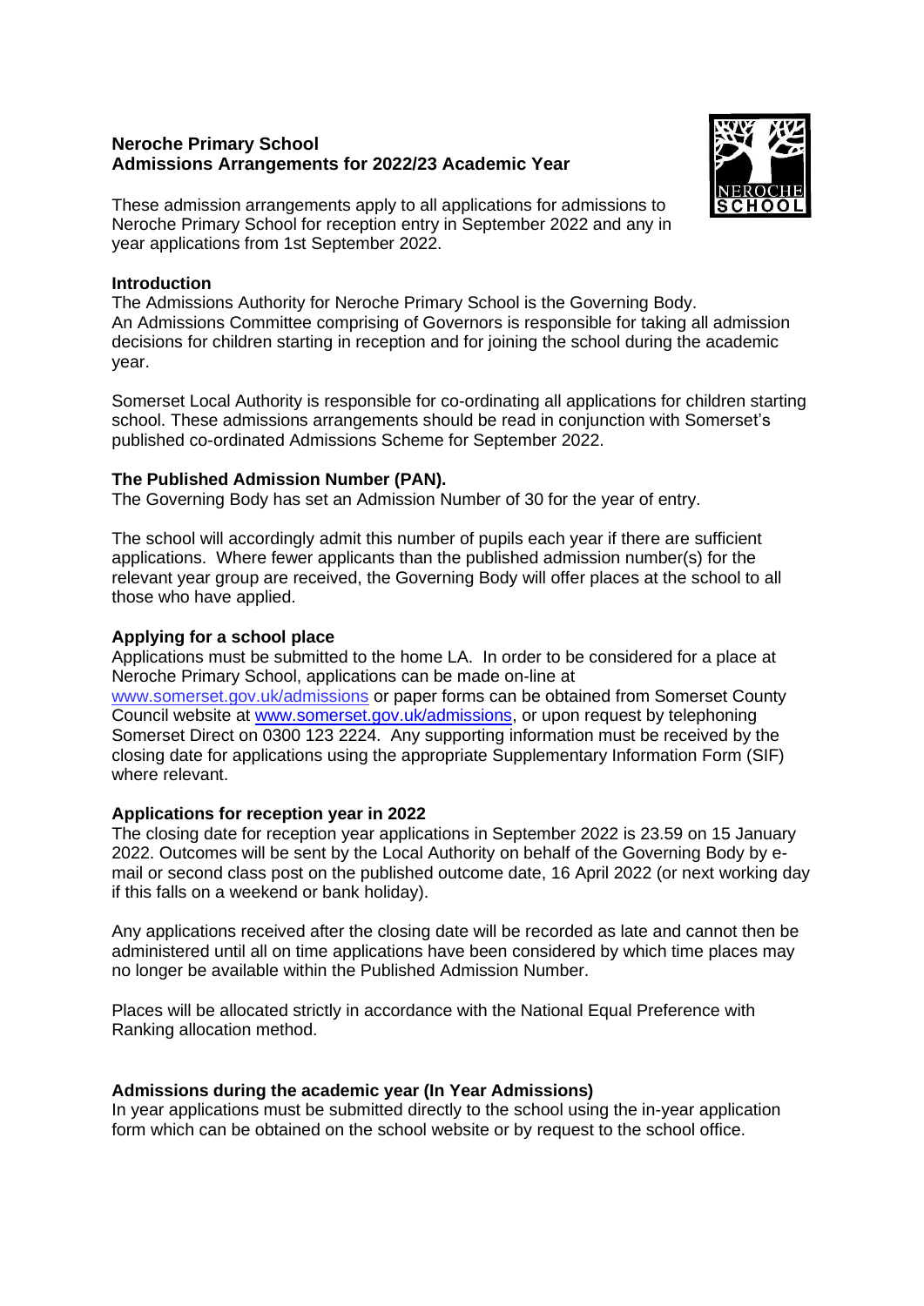# Neroche Primary School
## Admissions Arrangements for 2022/23 Academic Year

These admission arrangements apply to all applications for admissions to Neroche Primary School for reception entry in September 2022 and any in year applications from 1st September 2022.

### Introduction

The Admissions Authority for Neroche Primary School is the Governing Body. An Admissions Committee comprising of Governors is responsible for taking all admission decisions for children starting in reception and for joining the school during the academic year.

Somerset Local Authority is responsible for co-ordinating all applications for children starting school. These admissions arrangements should be read in conjunction with Somerset's published co-ordinated Admissions Scheme for September 2022.

### The Published Admission Number (PAN).

The Governing Body has set an Admission Number of 30 for the year of entry.

The school will accordingly admit this number of pupils each year if there are sufficient applications. Where fewer applicants than the published admission number(s) for the relevant year group are received, the Governing Body will offer places at the school to all those who have applied.

### Applying for a school place

Applications must be submitted to the home LA. In order to be considered for a place at Neroche Primary School, applications can be made on-line at www.somerset.gov.uk/admissions or paper forms can be obtained from Somerset County Council website at www.somerset.gov.uk/admissions, or upon request by telephoning Somerset Direct on 0300 123 2224. Any supporting information must be received by the closing date for applications using the appropriate Supplementary Information Form (SIF) where relevant.

### Applications for reception year in 2022

The closing date for reception year applications in September 2022 is 23.59 on 15 January 2022. Outcomes will be sent by the Local Authority on behalf of the Governing Body by e-mail or second class post on the published outcome date, 16 April 2022 (or next working day if this falls on a weekend or bank holiday).

Any applications received after the closing date will be recorded as late and cannot then be administered until all on time applications have been considered by which time places may no longer be available within the Published Admission Number.

Places will be allocated strictly in accordance with the National Equal Preference with Ranking allocation method.

### Admissions during the academic year (In Year Admissions)

In year applications must be submitted directly to the school using the in-year application form which can be obtained on the school website or by request to the school office.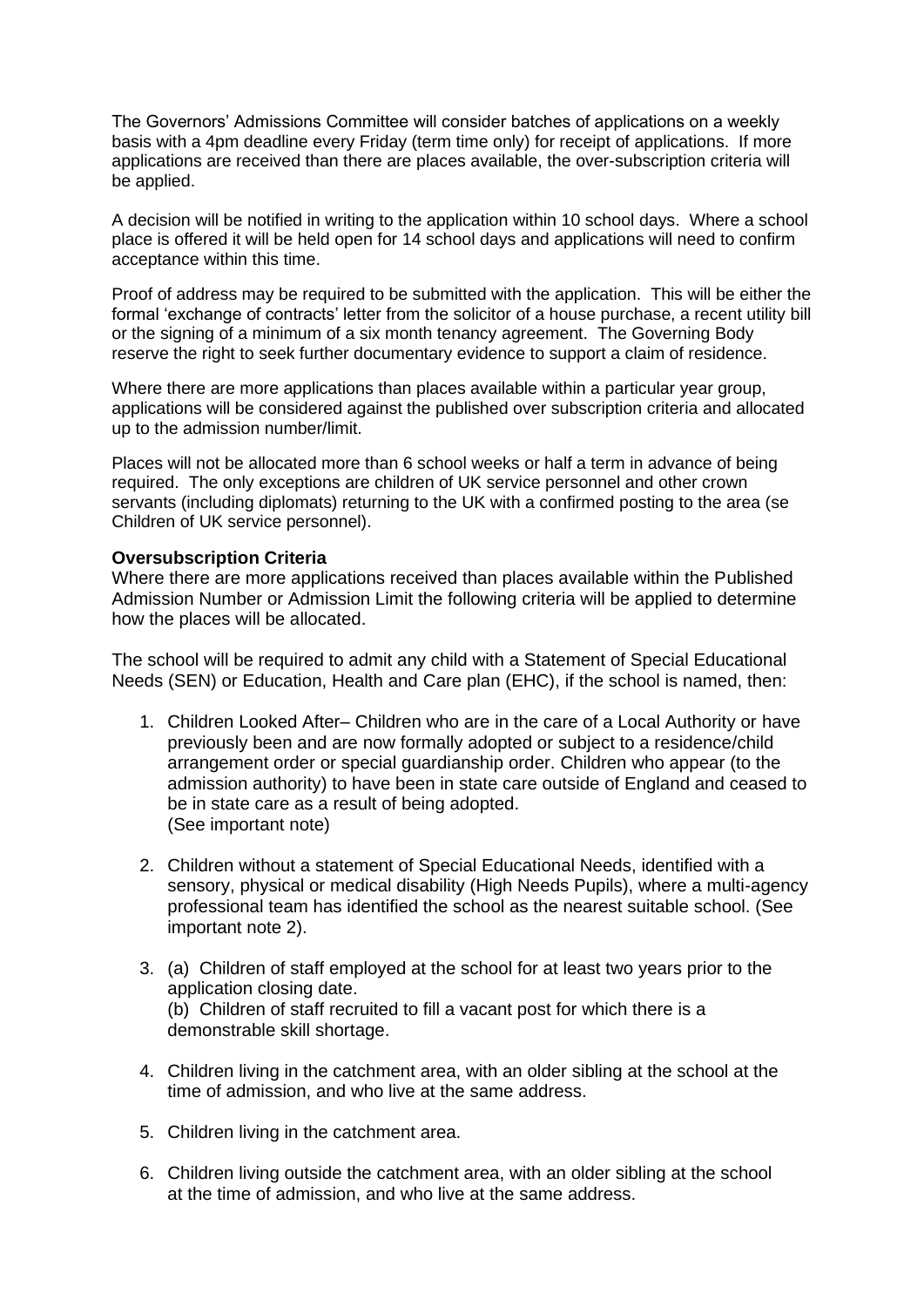The Governors' Admissions Committee will consider batches of applications on a weekly basis with a 4pm deadline every Friday (term time only) for receipt of applications. If more applications are received than there are places available, the over-subscription criteria will be applied.

A decision will be notified in writing to the application within 10 school days. Where a school place is offered it will be held open for 14 school days and applications will need to confirm acceptance within this time.

Proof of address may be required to be submitted with the application. This will be either the formal 'exchange of contracts' letter from the solicitor of a house purchase, a recent utility bill or the signing of a minimum of a six month tenancy agreement. The Governing Body reserve the right to seek further documentary evidence to support a claim of residence.

Where there are more applications than places available within a particular year group, applications will be considered against the published over subscription criteria and allocated up to the admission number/limit.

Places will not be allocated more than 6 school weeks or half a term in advance of being required. The only exceptions are children of UK service personnel and other crown servants (including diplomats) returning to the UK with a confirmed posting to the area (se Children of UK service personnel).

**Oversubscription Criteria**

Where there are more applications received than places available within the Published Admission Number or Admission Limit the following criteria will be applied to determine how the places will be allocated.

The school will be required to admit any child with a Statement of Special Educational Needs (SEN) or Education, Health and Care plan (EHC), if the school is named, then:

1. Children Looked After– Children who are in the care of a Local Authority or have previously been and are now formally adopted or subject to a residence/child arrangement order or special guardianship order. Children who appear (to the admission authority) to have been in state care outside of England and ceased to be in state care as a result of being adopted.
   (See important note)

2. Children without a statement of Special Educational Needs, identified with a sensory, physical or medical disability (High Needs Pupils), where a multi-agency professional team has identified the school as the nearest suitable school. (See important note 2).

3. (a) Children of staff employed at the school for at least two years prior to the application closing date.
   (b) Children of staff recruited to fill a vacant post for which there is a demonstrable skill shortage.

4. Children living in the catchment area, with an older sibling at the school at the time of admission, and who live at the same address.

5. Children living in the catchment area.

6. Children living outside the catchment area, with an older sibling at the school at the time of admission, and who live at the same address.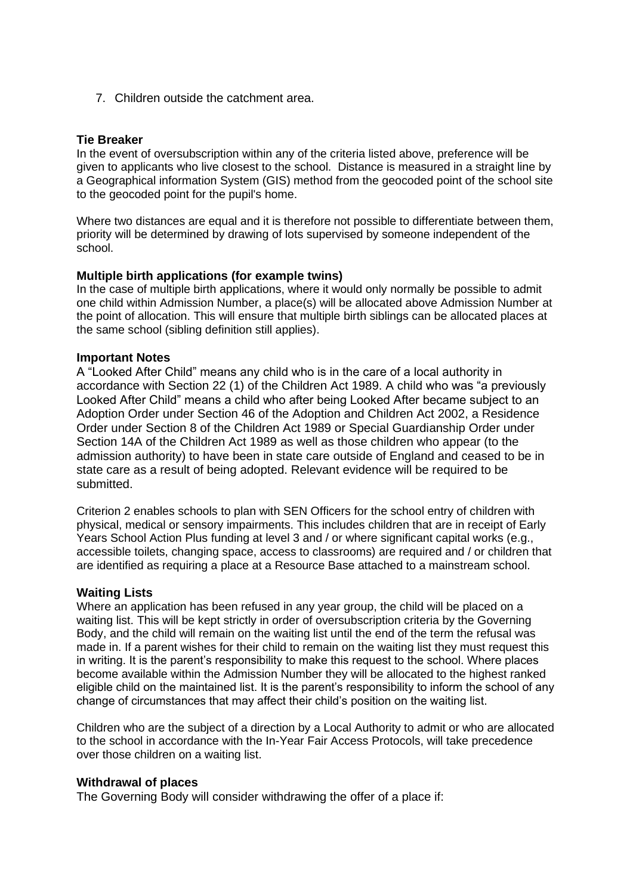7. Children outside the catchment area.

**Tie Breaker**
In the event of oversubscription within any of the criteria listed above, preference will be given to applicants who live closest to the school. Distance is measured in a straight line by a Geographical information System (GIS) method from the geocoded point of the school site to the geocoded point for the pupil's home.

Where two distances are equal and it is therefore not possible to differentiate between them, priority will be determined by drawing of lots supervised by someone independent of the school.

**Multiple birth applications (for example twins)**
In the case of multiple birth applications, where it would only normally be possible to admit one child within Admission Number, a place(s) will be allocated above Admission Number at the point of allocation. This will ensure that multiple birth siblings can be allocated places at the same school (sibling definition still applies).

**Important Notes**
A "Looked After Child" means any child who is in the care of a local authority in accordance with Section 22 (1) of the Children Act 1989. A child who was "a previously Looked After Child" means a child who after being Looked After became subject to an Adoption Order under Section 46 of the Adoption and Children Act 2002, a Residence Order under Section 8 of the Children Act 1989 or Special Guardianship Order under Section 14A of the Children Act 1989 as well as those children who appear (to the admission authority) to have been in state care outside of England and ceased to be in state care as a result of being adopted. Relevant evidence will be required to be submitted.

Criterion 2 enables schools to plan with SEN Officers for the school entry of children with physical, medical or sensory impairments. This includes children that are in receipt of Early Years School Action Plus funding at level 3 and / or where significant capital works (e.g., accessible toilets, changing space, access to classrooms) are required and / or children that are identified as requiring a place at a Resource Base attached to a mainstream school.

**Waiting Lists**
Where an application has been refused in any year group, the child will be placed on a waiting list. This will be kept strictly in order of oversubscription criteria by the Governing Body, and the child will remain on the waiting list until the end of the term the refusal was made in. If a parent wishes for their child to remain on the waiting list they must request this in writing. It is the parent's responsibility to make this request to the school. Where places become available within the Admission Number they will be allocated to the highest ranked eligible child on the maintained list. It is the parent's responsibility to inform the school of any change of circumstances that may affect their child's position on the waiting list.

Children who are the subject of a direction by a Local Authority to admit or who are allocated to the school in accordance with the In-Year Fair Access Protocols, will take precedence over those children on a waiting list.

**Withdrawal of places**
The Governing Body will consider withdrawing the offer of a place if: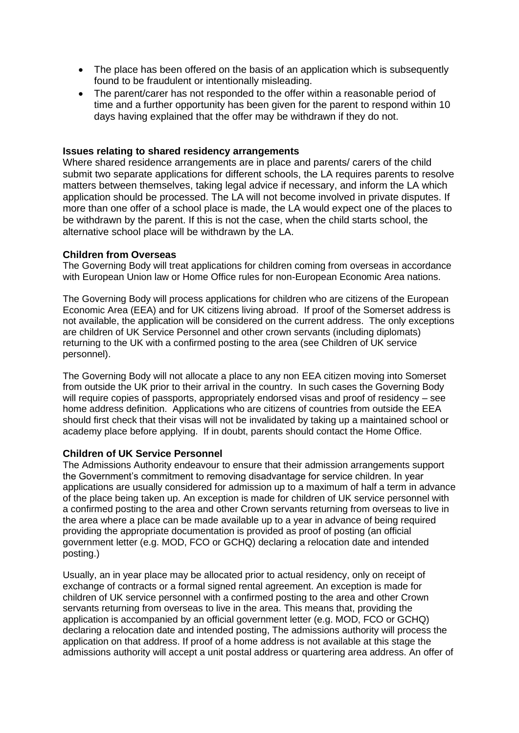- The place has been offered on the basis of an application which is subsequently found to be fraudulent or intentionally misleading.
- The parent/carer has not responded to the offer within a reasonable period of time and a further opportunity has been given for the parent to respond within 10 days having explained that the offer may be withdrawn if they do not.

**Issues relating to shared residency arrangements**

Where shared residence arrangements are in place and parents/ carers of the child submit two separate applications for different schools, the LA requires parents to resolve matters between themselves, taking legal advice if necessary, and inform the LA which application should be processed. The LA will not become involved in private disputes. If more than one offer of a school place is made, the LA would expect one of the places to be withdrawn by the parent. If this is not the case, when the child starts school, the alternative school place will be withdrawn by the LA.

**Children from Overseas**

The Governing Body will treat applications for children coming from overseas in accordance with European Union law or Home Office rules for non-European Economic Area nations.

The Governing Body will process applications for children who are citizens of the European Economic Area (EEA) and for UK citizens living abroad. If proof of the Somerset address is not available, the application will be considered on the current address. The only exceptions are children of UK Service Personnel and other crown servants (including diplomats) returning to the UK with a confirmed posting to the area (see Children of UK service personnel).

The Governing Body will not allocate a place to any non EEA citizen moving into Somerset from outside the UK prior to their arrival in the country. In such cases the Governing Body will require copies of passports, appropriately endorsed visas and proof of residency – see home address definition. Applications who are citizens of countries from outside the EEA should first check that their visas will not be invalidated by taking up a maintained school or academy place before applying. If in doubt, parents should contact the Home Office.

**Children of UK Service Personnel**

The Admissions Authority endeavour to ensure that their admission arrangements support the Government's commitment to removing disadvantage for service children. In year applications are usually considered for admission up to a maximum of half a term in advance of the place being taken up. An exception is made for children of UK service personnel with a confirmed posting to the area and other Crown servants returning from overseas to live in the area where a place can be made available up to a year in advance of being required providing the appropriate documentation is provided as proof of posting (an official government letter (e.g. MOD, FCO or GCHQ) declaring a relocation date and intended posting.)

Usually, an in year place may be allocated prior to actual residency, only on receipt of exchange of contracts or a formal signed rental agreement. An exception is made for children of UK service personnel with a confirmed posting to the area and other Crown servants returning from overseas to live in the area. This means that, providing the application is accompanied by an official government letter (e.g. MOD, FCO or GCHQ) declaring a relocation date and intended posting, The admissions authority will process the application on that address. If proof of a home address is not available at this stage the admissions authority will accept a unit postal address or quartering area address. An offer of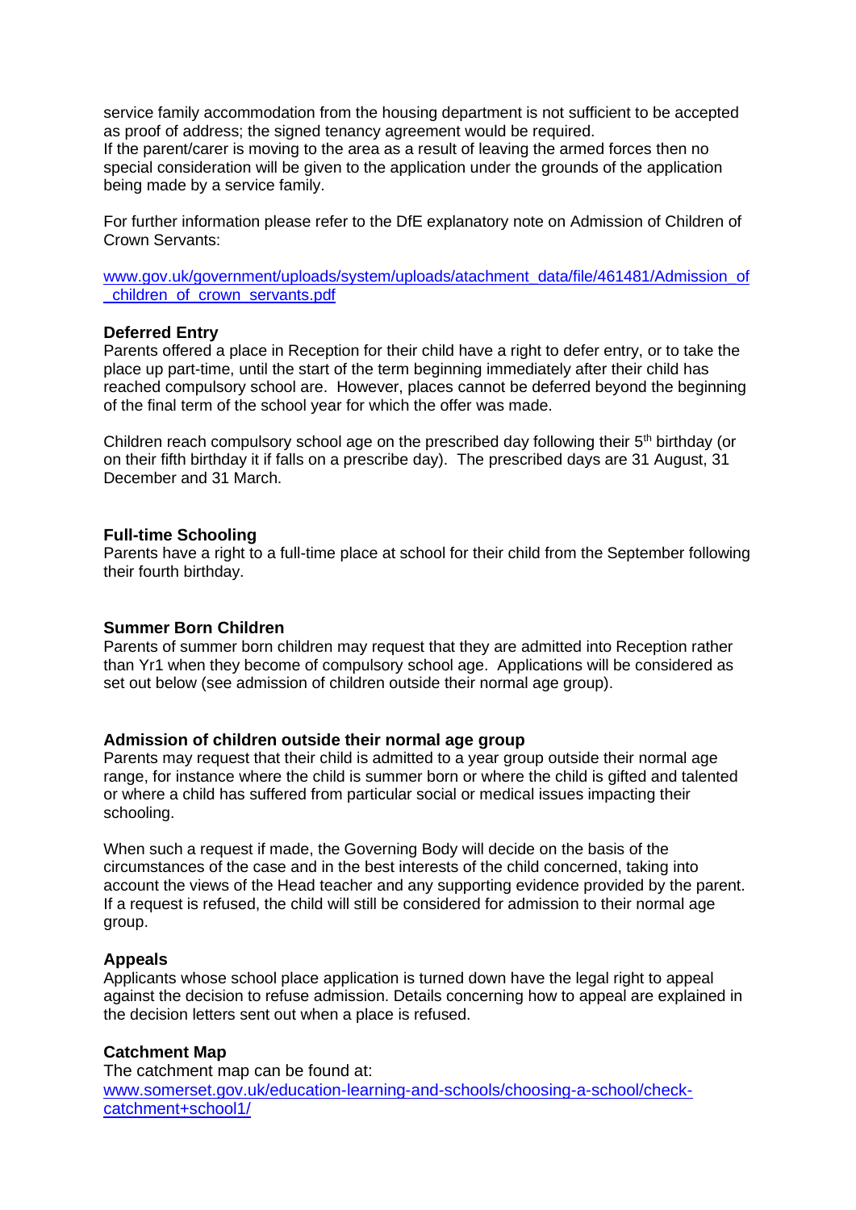service family accommodation from the housing department is not sufficient to be accepted as proof of address; the signed tenancy agreement would be required.
If the parent/carer is moving to the area as a result of leaving the armed forces then no special consideration will be given to the application under the grounds of the application being made by a service family.

For further information please refer to the DfE explanatory note on Admission of Children of Crown Servants:

[www.gov.uk/government/uploads/system/uploads/atachment_data/file/461481/Admission_of_children_of_crown_servants.pdf](www.gov.uk/government/uploads/system/uploads/atachment_data/file/461481/Admission_of_children_of_crown_servants.pdf)

**Deferred Entry**

Parents offered a place in Reception for their child have a right to defer entry, or to take the place up part-time, until the start of the term beginning immediately after their child has reached compulsory school are. However, places cannot be deferred beyond the beginning of the final term of the school year for which the offer was made.

Children reach compulsory school age on the prescribed day following their 5th birthday (or on their fifth birthday it if falls on a prescribe day). The prescribed days are 31 August, 31 December and 31 March.

**Full-time Schooling**

Parents have a right to a full-time place at school for their child from the September following their fourth birthday.

**Summer Born Children**

Parents of summer born children may request that they are admitted into Reception rather than Yr1 when they become of compulsory school age. Applications will be considered as set out below (see admission of children outside their normal age group).

**Admission of children outside their normal age group**

Parents may request that their child is admitted to a year group outside their normal age range, for instance where the child is summer born or where the child is gifted and talented or where a child has suffered from particular social or medical issues impacting their schooling.

When such a request if made, the Governing Body will decide on the basis of the circumstances of the case and in the best interests of the child concerned, taking into account the views of the Head teacher and any supporting evidence provided by the parent. If a request is refused, the child will still be considered for admission to their normal age group.

**Appeals**

Applicants whose school place application is turned down have the legal right to appeal against the decision to refuse admission. Details concerning how to appeal are explained in the decision letters sent out when a place is refused.

**Catchment Map**

The catchment map can be found at:
[www.somerset.gov.uk/education-learning-and-schools/choosing-a-school/check-catchment+school1/](www.somerset.gov.uk/education-learning-and-schools/choosing-a-school/check-catchment+school1/)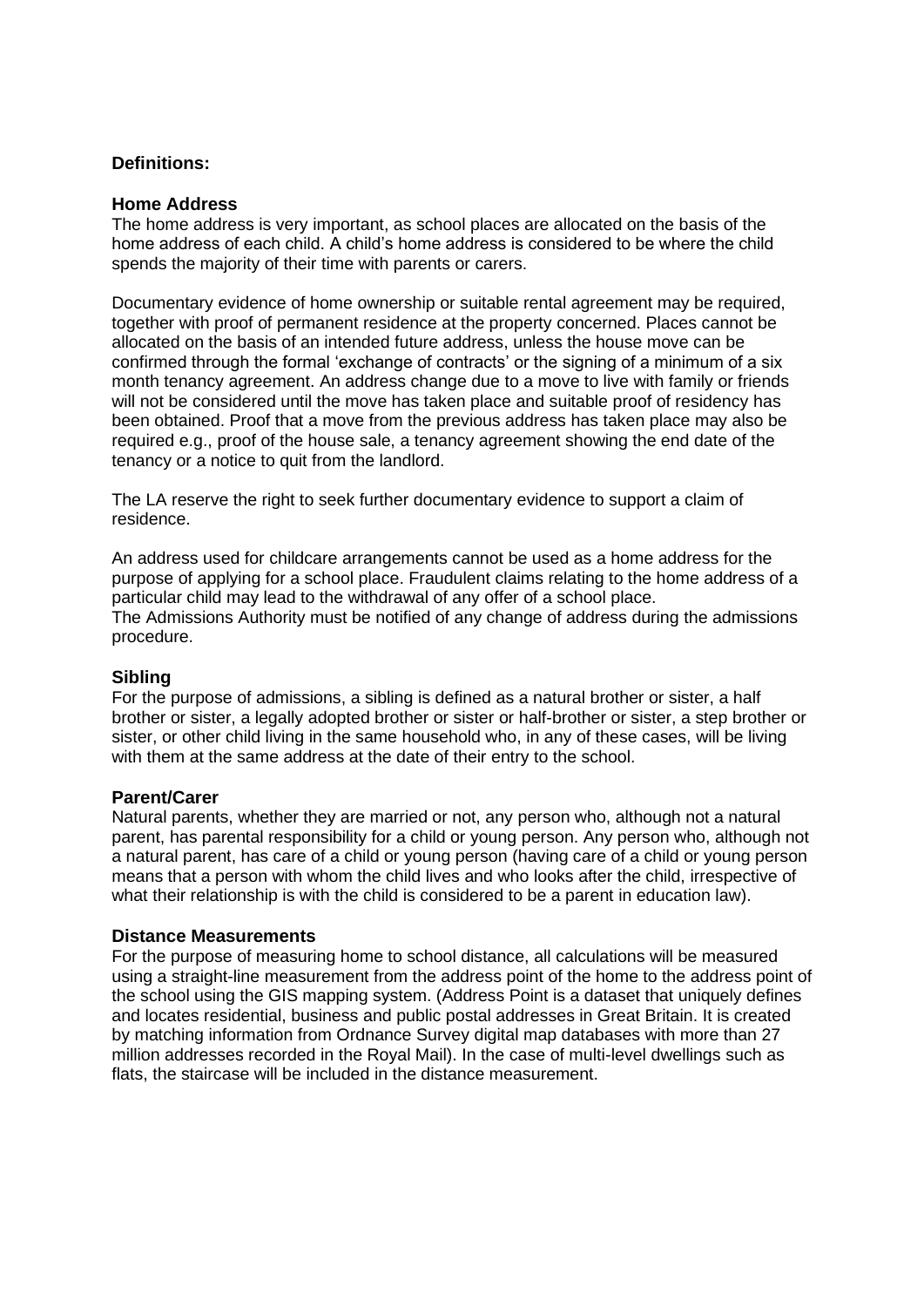**Definitions:**

**Home Address**
The home address is very important, as school places are allocated on the basis of the home address of each child. A child's home address is considered to be where the child spends the majority of their time with parents or carers.

Documentary evidence of home ownership or suitable rental agreement may be required, together with proof of permanent residence at the property concerned. Places cannot be allocated on the basis of an intended future address, unless the house move can be confirmed through the formal 'exchange of contracts' or the signing of a minimum of a six month tenancy agreement. An address change due to a move to live with family or friends will not be considered until the move has taken place and suitable proof of residency has been obtained. Proof that a move from the previous address has taken place may also be required e.g., proof of the house sale, a tenancy agreement showing the end date of the tenancy or a notice to quit from the landlord.

The LA reserve the right to seek further documentary evidence to support a claim of residence.

An address used for childcare arrangements cannot be used as a home address for the purpose of applying for a school place. Fraudulent claims relating to the home address of a particular child may lead to the withdrawal of any offer of a school place.
The Admissions Authority must be notified of any change of address during the admissions procedure.

**Sibling**
For the purpose of admissions, a sibling is defined as a natural brother or sister, a half brother or sister, a legally adopted brother or sister or half-brother or sister, a step brother or sister, or other child living in the same household who, in any of these cases, will be living with them at the same address at the date of their entry to the school.

**Parent/Carer**
Natural parents, whether they are married or not, any person who, although not a natural parent, has parental responsibility for a child or young person. Any person who, although not a natural parent, has care of a child or young person (having care of a child or young person means that a person with whom the child lives and who looks after the child, irrespective of what their relationship is with the child is considered to be a parent in education law).

**Distance Measurements**
For the purpose of measuring home to school distance, all calculations will be measured using a straight-line measurement from the address point of the home to the address point of the school using the GIS mapping system. (Address Point is a dataset that uniquely defines and locates residential, business and public postal addresses in Great Britain. It is created by matching information from Ordnance Survey digital map databases with more than 27 million addresses recorded in the Royal Mail). In the case of multi-level dwellings such as flats, the staircase will be included in the distance measurement.